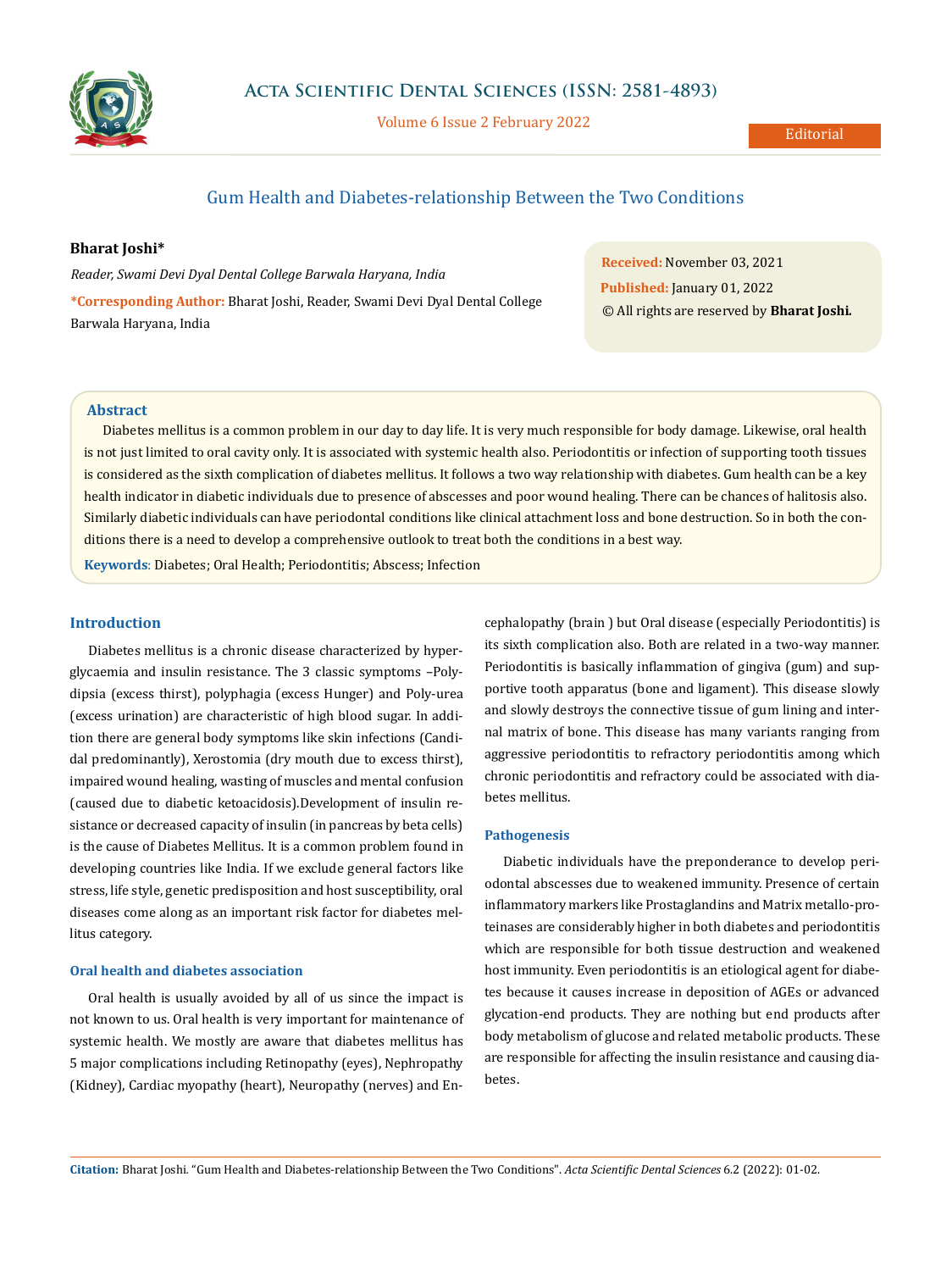Editorial

# Gum Health and Diabetes-relationship Between the Two Conditions

**Bharat Joshi***

*Reader, Swami Devi Dyal Dental College Barwala Haryana, India*

***Corresponding Author:** Bharat Joshi, Reader, Swami Devi Dyal Dental College Barwala Haryana, India

**Received:** November 03, 2021
**Published:** January 01, 2022
© All rights are reserved by **Bharat Joshi.**

## Abstract

Diabetes mellitus is a common problem in our day to day life. It is very much responsible for body damage. Likewise, oral health is not just limited to oral cavity only. It is associated with systemic health also. Periodontitis or infection of supporting tooth tissues is considered as the sixth complication of diabetes mellitus. It follows a two way relationship with diabetes. Gum health can be a key health indicator in diabetic individuals due to presence of abscesses and poor wound healing. There can be chances of halitosis also. Similarly diabetic individuals can have periodontal conditions like clinical attachment loss and bone destruction. So in both the conditions there is a need to develop a comprehensive outlook to treat both the conditions in a best way.

**Keywords**: Diabetes; Oral Health; Periodontitis; Abscess; Infection

## Introduction

Diabetes mellitus is a chronic disease characterized by hyperglycaemia and insulin resistance. The 3 classic symptoms –Polydipsia (excess thirst), polyphagia (excess Hunger) and Poly-urea (excess urination) are characteristic of high blood sugar. In addition there are general body symptoms like skin infections (Candidal predominantly), Xerostomia (dry mouth due to excess thirst), impaired wound healing, wasting of muscles and mental confusion (caused due to diabetic ketoacidosis).Development of insulin resistance or decreased capacity of insulin (in pancreas by beta cells) is the cause of Diabetes Mellitus. It is a common problem found in developing countries like India. If we exclude general factors like stress, life style, genetic predisposition and host susceptibility, oral diseases come along as an important risk factor for diabetes mellitus category.

### Oral health and diabetes association

Oral health is usually avoided by all of us since the impact is not known to us. Oral health is very important for maintenance of systemic health. We mostly are aware that diabetes mellitus has 5 major complications including Retinopathy (eyes), Nephropathy (Kidney), Cardiac myopathy (heart), Neuropathy (nerves) and Encephalopathy (brain ) but Oral disease (especially Periodontitis) is its sixth complication also. Both are related in a two-way manner. Periodontitis is basically inflammation of gingiva (gum) and supportive tooth apparatus (bone and ligament). This disease slowly and slowly destroys the connective tissue of gum lining and internal matrix of bone. This disease has many variants ranging from aggressive periodontitis to refractory periodontitis among which chronic periodontitis and refractory could be associated with diabetes mellitus.

### Pathogenesis

Diabetic individuals have the preponderance to develop periodontal abscesses due to weakened immunity. Presence of certain inflammatory markers like Prostaglandins and Matrix metallo-proteinases are considerably higher in both diabetes and periodontitis which are responsible for both tissue destruction and weakened host immunity. Even periodontitis is an etiological agent for diabetes because it causes increase in deposition of AGEs or advanced glycation-end products. They are nothing but end products after body metabolism of glucose and related metabolic products. These are responsible for affecting the insulin resistance and causing diabetes.

**Citation:** Bharat Joshi. "Gum Health and Diabetes-relationship Between the Two Conditions". *Acta Scientific Dental Sciences* 6.2 (2022): 01-02.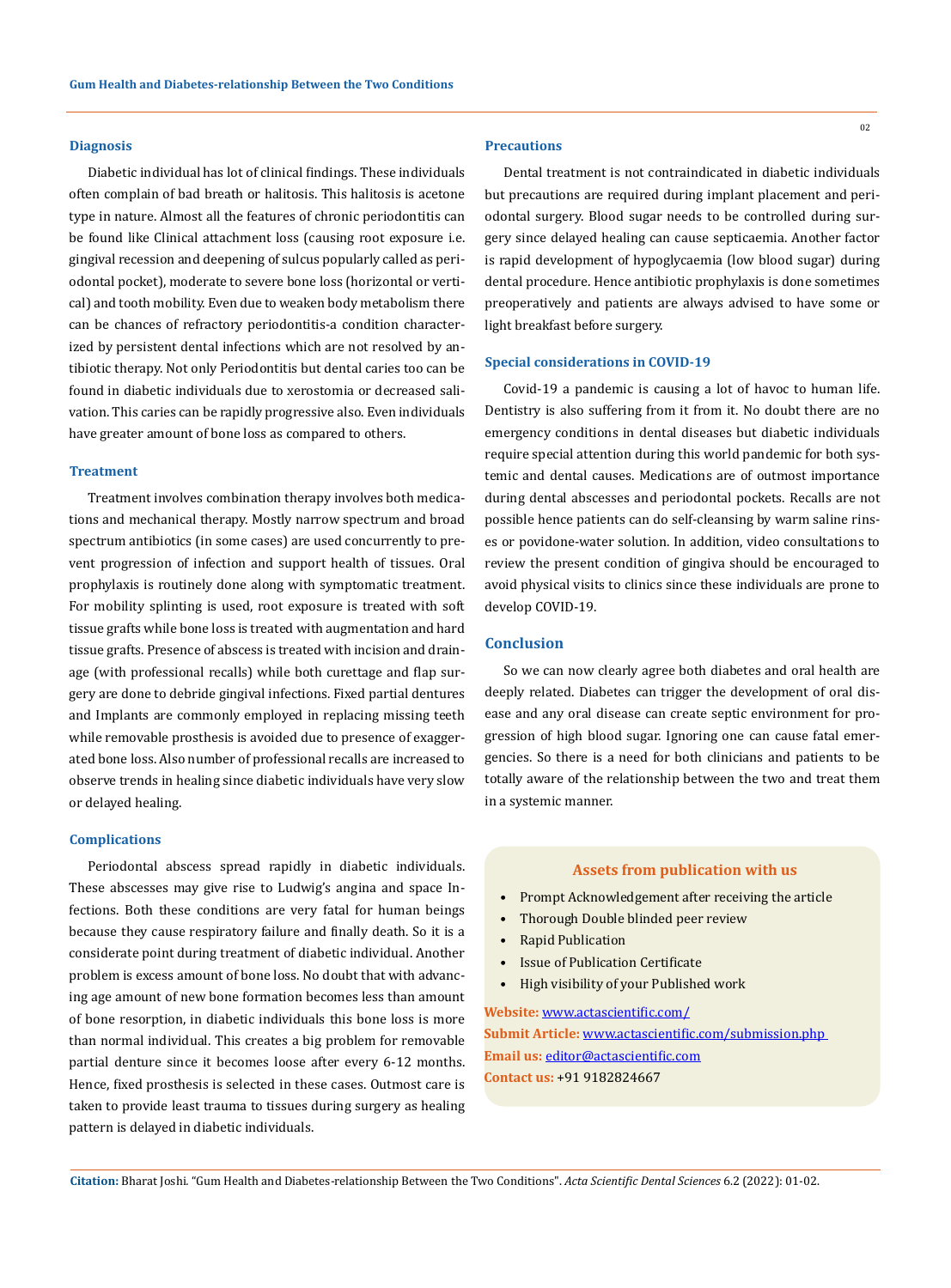## Diagnosis

Diabetic individual has lot of clinical findings. These individuals often complain of bad breath or halitosis. This halitosis is acetone type in nature. Almost all the features of chronic periodontitis can be found like Clinical attachment loss (causing root exposure i.e. gingival recession and deepening of sulcus popularly called as periodontal pocket), moderate to severe bone loss (horizontal or vertical) and tooth mobility. Even due to weaken body metabolism there can be chances of refractory periodontitis-a condition characterized by persistent dental infections which are not resolved by antibiotic therapy. Not only Periodontitis but dental caries too can be found in diabetic individuals due to xerostomia or decreased salivation. This caries can be rapidly progressive also. Even individuals have greater amount of bone loss as compared to others.

## Treatment

Treatment involves combination therapy involves both medications and mechanical therapy. Mostly narrow spectrum and broad spectrum antibiotics (in some cases) are used concurrently to prevent progression of infection and support health of tissues. Oral prophylaxis is routinely done along with symptomatic treatment. For mobility splinting is used, root exposure is treated with soft tissue grafts while bone loss is treated with augmentation and hard tissue grafts. Presence of abscess is treated with incision and drainage (with professional recalls) while both curettage and flap surgery are done to debride gingival infections. Fixed partial dentures and Implants are commonly employed in replacing missing teeth while removable prosthesis is avoided due to presence of exaggerated bone loss. Also number of professional recalls are increased to observe trends in healing since diabetic individuals have very slow or delayed healing.

## Complications

Periodontal abscess spread rapidly in diabetic individuals. These abscesses may give rise to Ludwig's angina and space Infections. Both these conditions are very fatal for human beings because they cause respiratory failure and finally death. So it is a considerate point during treatment of diabetic individual. Another problem is excess amount of bone loss. No doubt that with advancing age amount of new bone formation becomes less than amount of bone resorption, in diabetic individuals this bone loss is more than normal individual. This creates a big problem for removable partial denture since it becomes loose after every 6-12 months. Hence, fixed prosthesis is selected in these cases. Outmost care is taken to provide least trauma to tissues during surgery as healing pattern is delayed in diabetic individuals.

## Precautions

Dental treatment is not contraindicated in diabetic individuals but precautions are required during implant placement and periodontal surgery. Blood sugar needs to be controlled during surgery since delayed healing can cause septicaemia. Another factor is rapid development of hypoglycaemia (low blood sugar) during dental procedure. Hence antibiotic prophylaxis is done sometimes preoperatively and patients are always advised to have some or light breakfast before surgery.

## Special considerations in COVID-19

Covid-19 a pandemic is causing a lot of havoc to human life. Dentistry is also suffering from it from it. No doubt there are no emergency conditions in dental diseases but diabetic individuals require special attention during this world pandemic for both systemic and dental causes. Medications are of outmost importance during dental abscesses and periodontal pockets. Recalls are not possible hence patients can do self-cleansing by warm saline rinses or povidone-water solution. In addition, video consultations to review the present condition of gingiva should be encouraged to avoid physical visits to clinics since these individuals are prone to develop COVID-19.

## Conclusion

So we can now clearly agree both diabetes and oral health are deeply related. Diabetes can trigger the development of oral disease and any oral disease can create septic environment for progression of high blood sugar. Ignoring one can cause fatal emergencies. So there is a need for both clinicians and patients to be totally aware of the relationship between the two and treat them in a systemic manner.

### Assets from publication with us

- Prompt Acknowledgement after receiving the article
- Thorough Double blinded peer review
- Rapid Publication
- Issue of Publication Certificate
- High visibility of your Published work

**Website:** www.actascientific.com/
**Submit Article:** www.actascientific.com/submission.php
**Email us:** editor@actascientific.com
**Contact us:** +91 9182824667

**Citation:** Bharat Joshi. "Gum Health and Diabetes-relationship Between the Two Conditions". *Acta Scientific Dental Sciences* 6.2 (2022): 01-02.